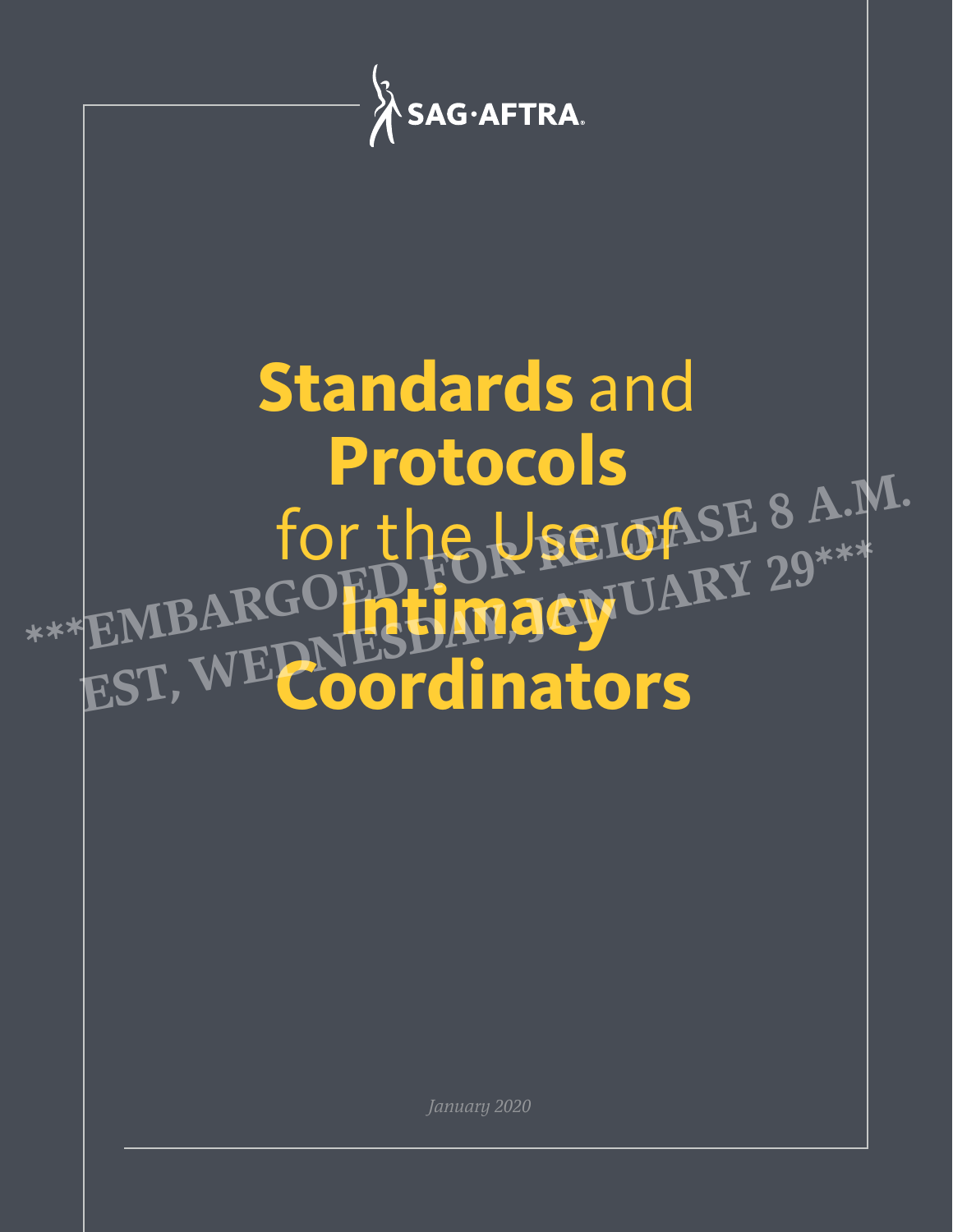SAG·AFTRA

# Standards and Protocols for the Use of Intimacy Coordinators

***EMBARGOED FOR RELEASE 8 A.M. EST, WEDNESDAY, JANUARY 29***

*January 2020*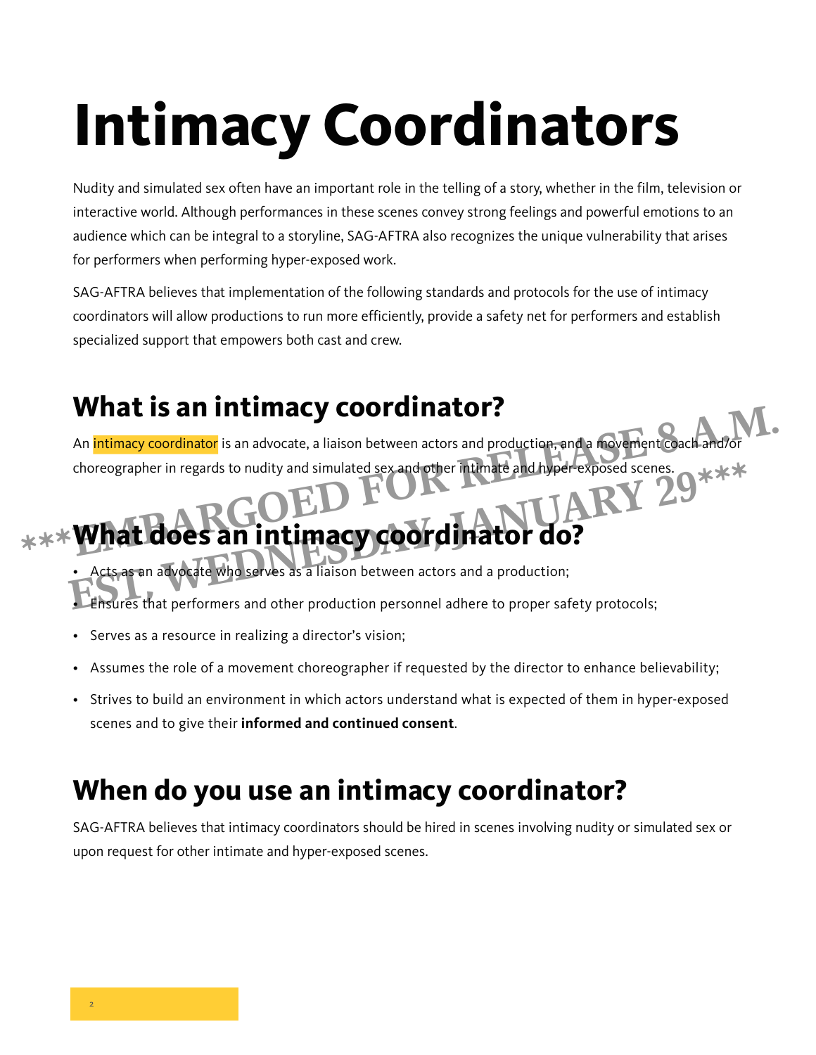# Intimacy Coordinators

Nudity and simulated sex often have an important role in the telling of a story, whether in the film, television or interactive world. Although performances in these scenes convey strong feelings and powerful emotions to an audience which can be integral to a storyline, SAG-AFTRA also recognizes the unique vulnerability that arises for performers when performing hyper-exposed work.

SAG-AFTRA believes that implementation of the following standards and protocols for the use of intimacy coordinators will allow productions to run more efficiently, provide a safety net for performers and establish specialized support that empowers both cast and crew.

## What is an intimacy coordinator?

An intimacy coordinator is an advocate, a liaison between actors and production, and a movement coach and/or choreographer in regards to nudity and simulated sex and other intimate and hyper-exposed scenes.

***EMBARGOED FOR RELEASE 8 A.M. EST, WEDNESDAY, JANUARY 29***

## What does an intimacy coordinator do?

- Acts as an advocate who serves as a liaison between actors and a production;
- Ensures that performers and other production personnel adhere to proper safety protocols;
- Serves as a resource in realizing a director's vision;
- Assumes the role of a movement choreographer if requested by the director to enhance believability;
- Strives to build an environment in which actors understand what is expected of them in hyper-exposed scenes and to give their **informed and continued consent**.

## When do you use an intimacy coordinator?

SAG-AFTRA believes that intimacy coordinators should be hired in scenes involving nudity or simulated sex or upon request for other intimate and hyper-exposed scenes.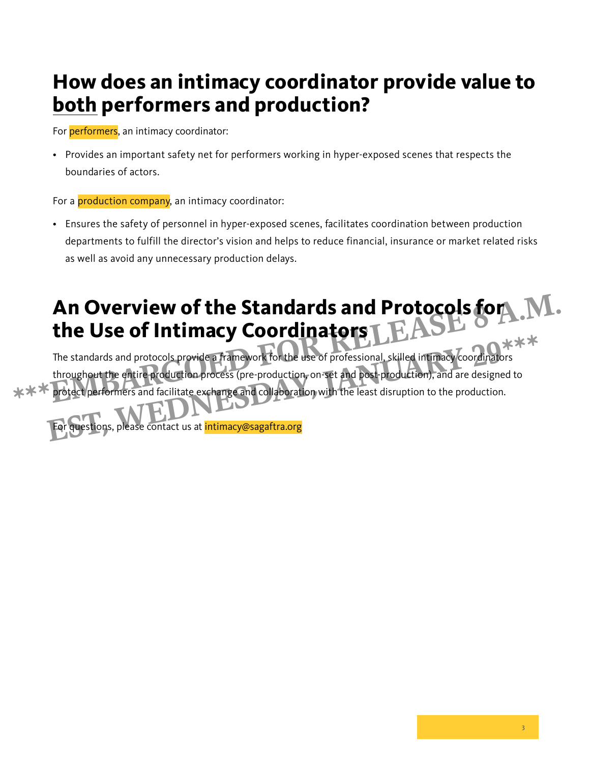# How does an intimacy coordinator provide value to both performers and production?

For performers, an intimacy coordinator:

- Provides an important safety net for performers working in hyper-exposed scenes that respects the boundaries of actors.

For a production company, an intimacy coordinator:

- Ensures the safety of personnel in hyper-exposed scenes, facilitates coordination between production departments to fulfill the director's vision and helps to reduce financial, insurance or market related risks as well as avoid any unnecessary production delays.

# An Overview of the Standards and Protocols for the Use of Intimacy Coordinators

The standards and protocols provide a framework for the use of professional, skilled intimacy coordinators throughout the entire production process (pre-production, on-set and post-production), and are designed to protect performers and facilitate exchange and collaboration with the least disruption to the production.

For questions, please contact us at intimacy@sagaftra.org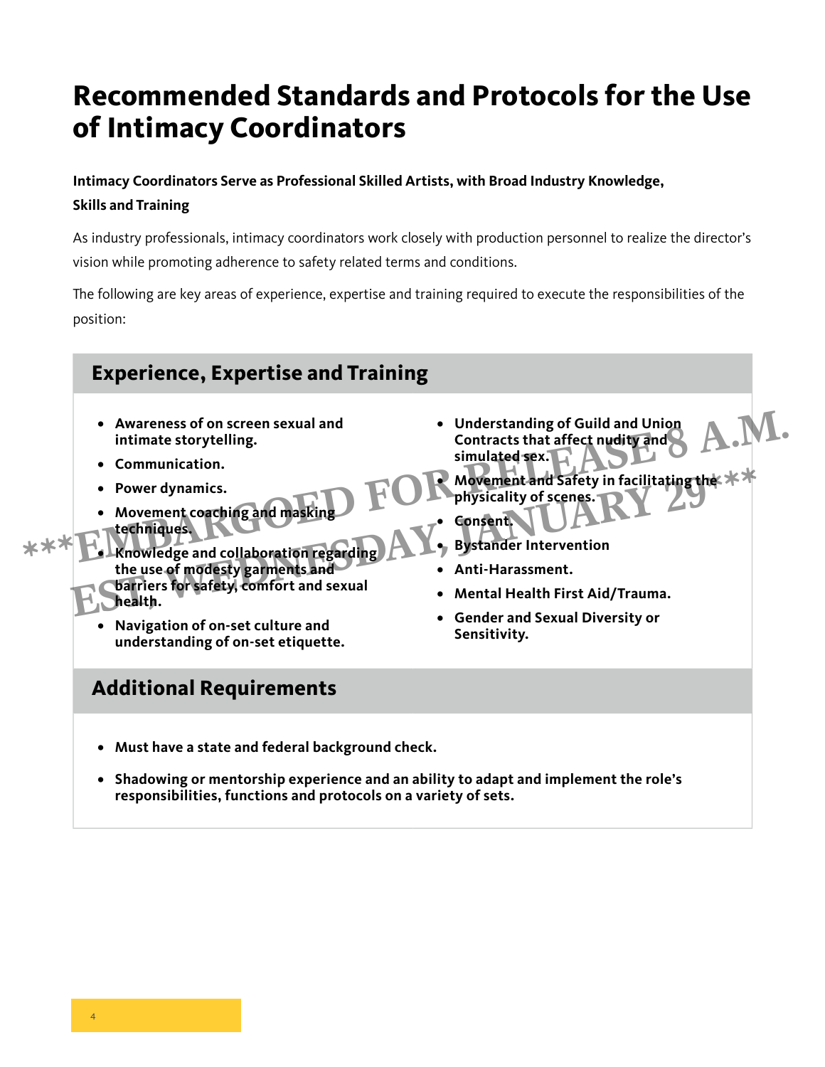# Recommended Standards and Protocols for the Use of Intimacy Coordinators

**Intimacy Coordinators Serve as Professional Skilled Artists, with Broad Industry Knowledge, Skills and Training**

As industry professionals, intimacy coordinators work closely with production personnel to realize the director's vision while promoting adherence to safety related terms and conditions.

The following are key areas of experience, expertise and training required to execute the responsibilities of the position:

***EMBARGOED FOR RELEASE 8 A.M. EST, WEDNESDAY, JANUARY 29***

## Experience, Expertise and Training

- **Awareness of on screen sexual and intimate storytelling.**
- **Communication.**
- **Power dynamics.**
- **Movement coaching and masking techniques.**
- **Knowledge and collaboration regarding the use of modesty garments and barriers for safety, comfort and sexual health.**
- **Navigation of on-set culture and understanding of on-set etiquette.**
- **Understanding of Guild and Union Contracts that affect nudity and simulated sex.**
- **Movement and Safety in facilitating the physicality of scenes.**
- **Consent.**
- **Bystander Intervention**
- **Anti-Harassment.**
- **Mental Health First Aid/Trauma.**
- **Gender and Sexual Diversity or Sensitivity.**

## Additional Requirements

- **Must have a state and federal background check.**
- **Shadowing or mentorship experience and an ability to adapt and implement the role's responsibilities, functions and protocols on a variety of sets.**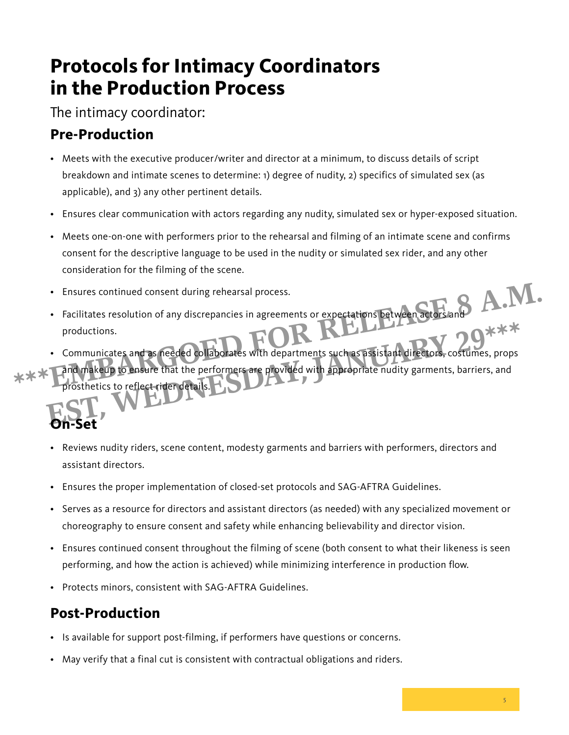# Protocols for Intimacy Coordinators in the Production Process

The intimacy coordinator:

## Pre-Production

- Meets with the executive producer/writer and director at a minimum, to discuss details of script breakdown and intimate scenes to determine: 1) degree of nudity, 2) specifics of simulated sex (as applicable), and 3) any other pertinent details.
- Ensures clear communication with actors regarding any nudity, simulated sex or hyper-exposed situation.
- Meets one-on-one with performers prior to the rehearsal and filming of an intimate scene and confirms consent for the descriptive language to be used in the nudity or simulated sex rider, and any other consideration for the filming of the scene.
- Ensures continued consent during rehearsal process.
- Facilitates resolution of any discrepancies in agreements or expectations between actors and productions.
- Communicates and as needed collaborates with departments such as assistant directors, costumes, props and makeup to ensure that the performers are provided with appropriate nudity garments, barriers, and prosthetics to reflect rider details.

## On-Set

- Reviews nudity riders, scene content, modesty garments and barriers with performers, directors and assistant directors.
- Ensures the proper implementation of closed-set protocols and SAG-AFTRA Guidelines.
- Serves as a resource for directors and assistant directors (as needed) with any specialized movement or choreography to ensure consent and safety while enhancing believability and director vision.
- Ensures continued consent throughout the filming of scene (both consent to what their likeness is seen performing, and how the action is achieved) while minimizing interference in production flow.
- Protects minors, consistent with SAG-AFTRA Guidelines.

## Post-Production

- Is available for support post-filming, if performers have questions or concerns.
- May verify that a final cut is consistent with contractual obligations and riders.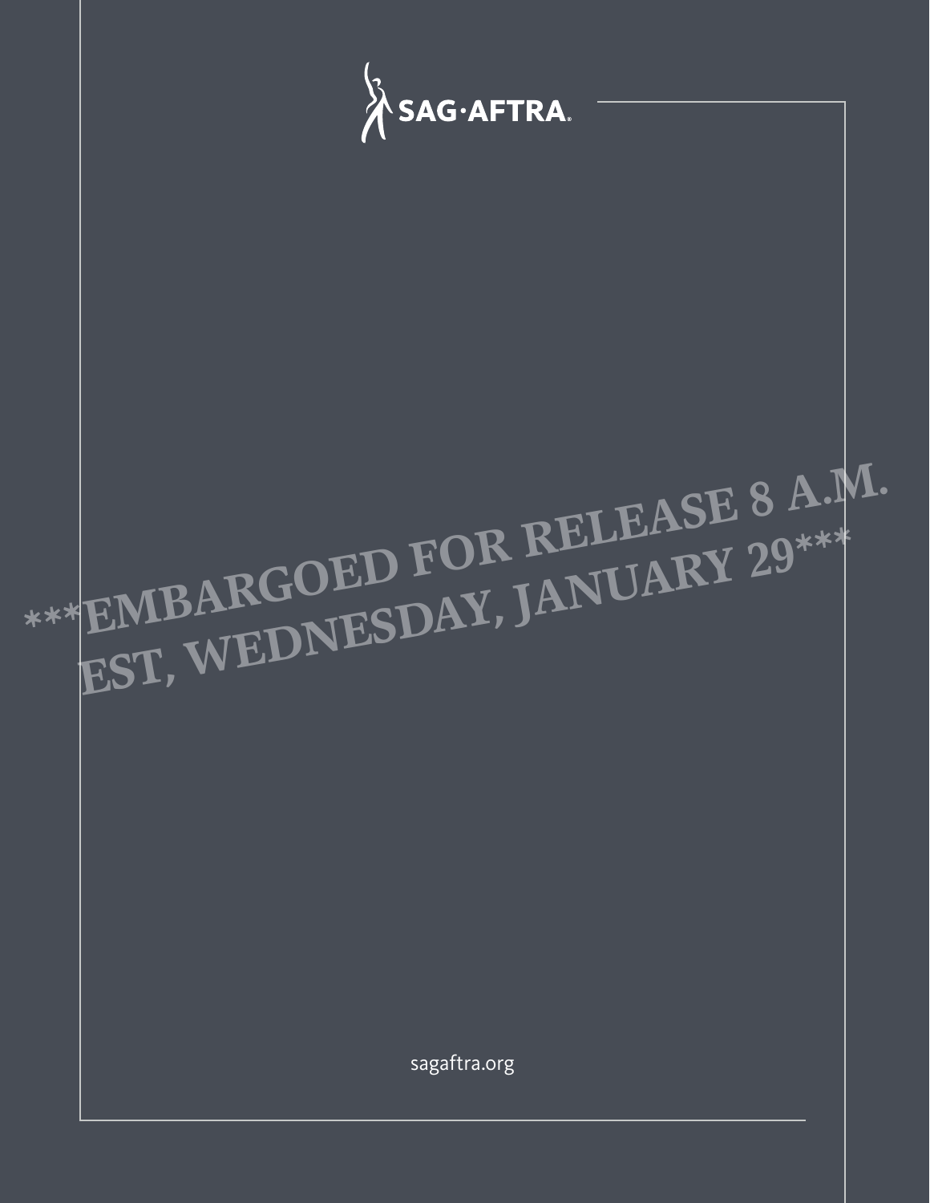SAG·AFTRA

***EMBARGOED FOR RELEASE 8 A.M. EST, WEDNESDAY, JANUARY 29***

sagaftra.org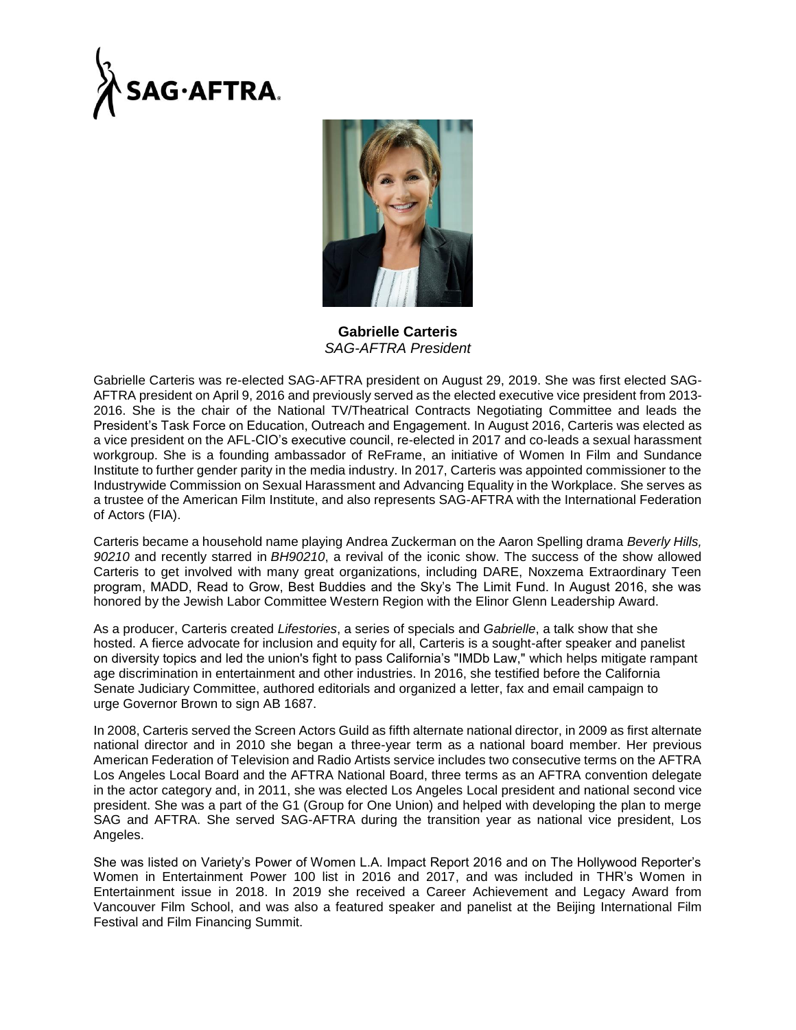**Gabrielle Carteris**
*SAG-AFTRA President*

Gabrielle Carteris was re-elected SAG-AFTRA president on August 29, 2019. She was first elected SAG-AFTRA president on April 9, 2016 and previously served as the elected executive vice president from 2013-2016. She is the chair of the National TV/Theatrical Contracts Negotiating Committee and leads the President's Task Force on Education, Outreach and Engagement. In August 2016, Carteris was elected as a vice president on the AFL-CIO's executive council, re-elected in 2017 and co-leads a sexual harassment workgroup. She is a founding ambassador of ReFrame, an initiative of Women In Film and Sundance Institute to further gender parity in the media industry. In 2017, Carteris was appointed commissioner to the Industrywide Commission on Sexual Harassment and Advancing Equality in the Workplace. She serves as a trustee of the American Film Institute, and also represents SAG-AFTRA with the International Federation of Actors (FIA).

Carteris became a household name playing Andrea Zuckerman on the Aaron Spelling drama *Beverly Hills, 90210* and recently starred in *BH90210*, a revival of the iconic show. The success of the show allowed Carteris to get involved with many great organizations, including DARE, Noxzema Extraordinary Teen program, MADD, Read to Grow, Best Buddies and the Sky's The Limit Fund. In August 2016, she was honored by the Jewish Labor Committee Western Region with the Elinor Glenn Leadership Award.

As a producer, Carteris created *Lifestories*, a series of specials and *Gabrielle*, a talk show that she hosted. A fierce advocate for inclusion and equity for all, Carteris is a sought-after speaker and panelist on diversity topics and led the union's fight to pass California's "IMDb Law," which helps mitigate rampant age discrimination in entertainment and other industries. In 2016, she testified before the California Senate Judiciary Committee, authored editorials and organized a letter, fax and email campaign to urge Governor Brown to sign AB 1687.

In 2008, Carteris served the Screen Actors Guild as fifth alternate national director, in 2009 as first alternate national director and in 2010 she began a three-year term as a national board member. Her previous American Federation of Television and Radio Artists service includes two consecutive terms on the AFTRA Los Angeles Local Board and the AFTRA National Board, three terms as an AFTRA convention delegate in the actor category and, in 2011, she was elected Los Angeles Local president and national second vice president. She was a part of the G1 (Group for One Union) and helped with developing the plan to merge SAG and AFTRA. She served SAG-AFTRA during the transition year as national vice president, Los Angeles.

She was listed on Variety's Power of Women L.A. Impact Report 2016 and on The Hollywood Reporter's Women in Entertainment Power 100 list in 2016 and 2017, and was included in THR's Women in Entertainment issue in 2018. In 2019 she received a Career Achievement and Legacy Award from Vancouver Film School, and was also a featured speaker and panelist at the Beijing International Film Festival and Film Financing Summit.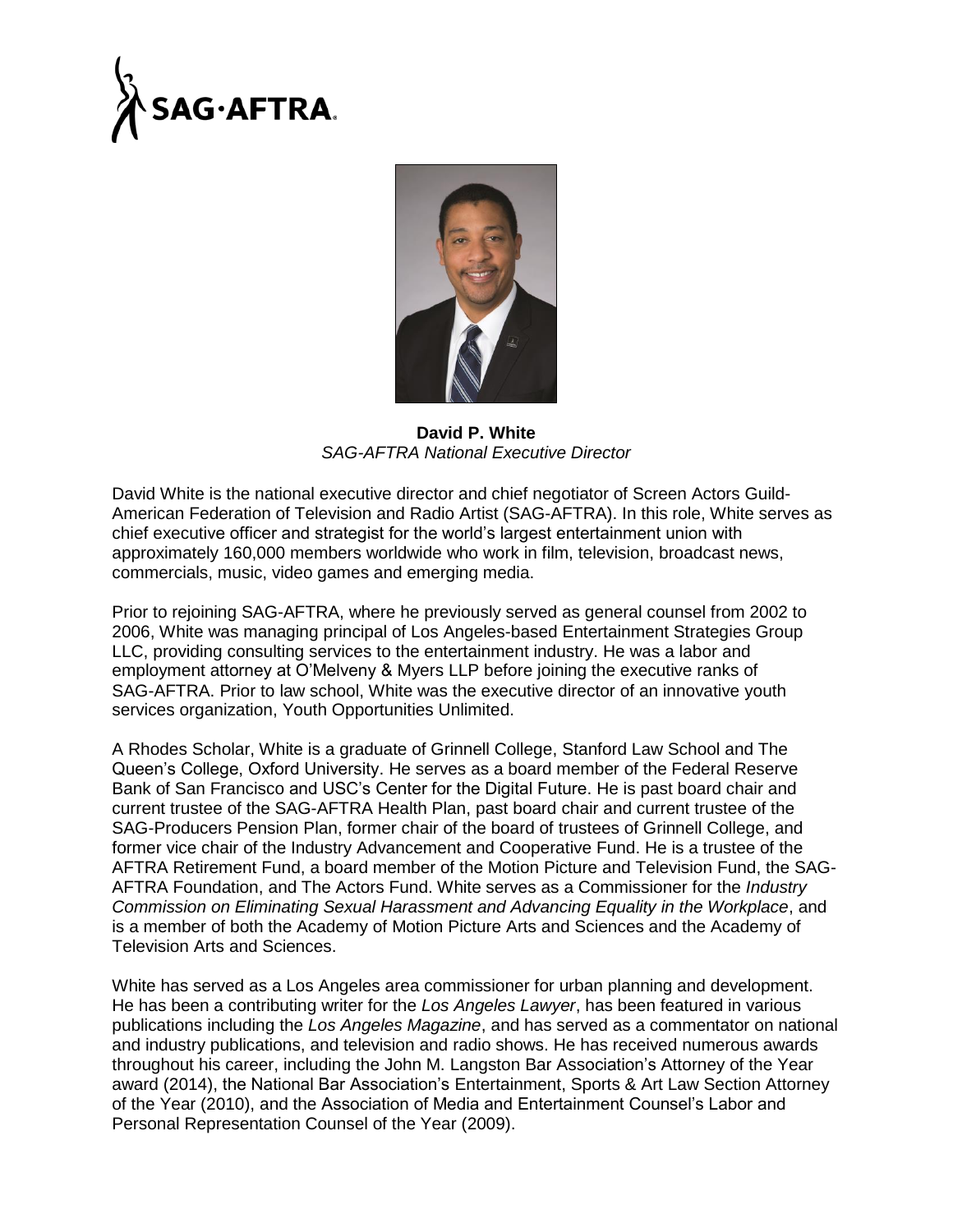SAG·AFTRA

**David P. White**
*SAG-AFTRA National Executive Director*

David White is the national executive director and chief negotiator of Screen Actors Guild-American Federation of Television and Radio Artist (SAG-AFTRA). In this role, White serves as chief executive officer and strategist for the world's largest entertainment union with approximately 160,000 members worldwide who work in film, television, broadcast news, commercials, music, video games and emerging media.

Prior to rejoining SAG-AFTRA, where he previously served as general counsel from 2002 to 2006, White was managing principal of Los Angeles-based Entertainment Strategies Group LLC, providing consulting services to the entertainment industry. He was a labor and employment attorney at O'Melveny & Myers LLP before joining the executive ranks of SAG-AFTRA. Prior to law school, White was the executive director of an innovative youth services organization, Youth Opportunities Unlimited.

A Rhodes Scholar, White is a graduate of Grinnell College, Stanford Law School and The Queen's College, Oxford University. He serves as a board member of the Federal Reserve Bank of San Francisco and USC's Center for the Digital Future. He is past board chair and current trustee of the SAG-AFTRA Health Plan, past board chair and current trustee of the SAG-Producers Pension Plan, former chair of the board of trustees of Grinnell College, and former vice chair of the Industry Advancement and Cooperative Fund. He is a trustee of the AFTRA Retirement Fund, a board member of the Motion Picture and Television Fund, the SAG-AFTRA Foundation, and The Actors Fund. White serves as a Commissioner for the *Industry Commission on Eliminating Sexual Harassment and Advancing Equality in the Workplace*, and is a member of both the Academy of Motion Picture Arts and Sciences and the Academy of Television Arts and Sciences.

White has served as a Los Angeles area commissioner for urban planning and development. He has been a contributing writer for the *Los Angeles Lawyer*, has been featured in various publications including the *Los Angeles Magazine*, and has served as a commentator on national and industry publications, and television and radio shows. He has received numerous awards throughout his career, including the John M. Langston Bar Association's Attorney of the Year award (2014), the National Bar Association's Entertainment, Sports & Art Law Section Attorney of the Year (2010), and the Association of Media and Entertainment Counsel's Labor and Personal Representation Counsel of the Year (2009).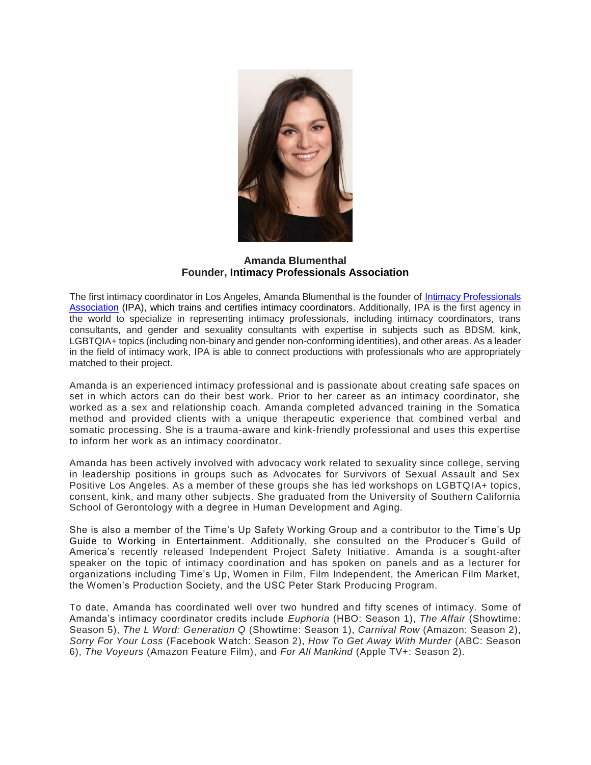**Amanda Blumenthal**
**Founder, Intimacy Professionals Association**

The first intimacy coordinator in Los Angeles, Amanda Blumenthal is the founder of [Intimacy Professionals Association](#) (IPA), which trains and certifies intimacy coordinators. Additionally, IPA is the first agency in the world to specialize in representing intimacy professionals, including intimacy coordinators, trans consultants, and gender and sexuality consultants with expertise in subjects such as BDSM, kink, LGBTQIA+ topics (including non-binary and gender non-conforming identities), and other areas. As a leader in the field of intimacy work, IPA is able to connect productions with professionals who are appropriately matched to their project.

Amanda is an experienced intimacy professional and is passionate about creating safe spaces on set in which actors can do their best work. Prior to her career as an intimacy coordinator, she worked as a sex and relationship coach. Amanda completed advanced training in the Somatica method and provided clients with a unique therapeutic experience that combined verbal and somatic processing. She is a trauma-aware and kink-friendly professional and uses this expertise to inform her work as an intimacy coordinator.

Amanda has been actively involved with advocacy work related to sexuality since college, serving in leadership positions in groups such as Advocates for Survivors of Sexual Assault and Sex Positive Los Angeles. As a member of these groups she has led workshops on LGBTQIA+ topics, consent, kink, and many other subjects. She graduated from the University of Southern California School of Gerontology with a degree in Human Development and Aging.

She is also a member of the Time's Up Safety Working Group and a contributor to the Time's Up Guide to Working in Entertainment. Additionally, she consulted on the Producer's Guild of America's recently released Independent Project Safety Initiative. Amanda is a sought-after speaker on the topic of intimacy coordination and has spoken on panels and as a lecturer for organizations including Time's Up, Women in Film, Film Independent, the American Film Market, the Women's Production Society, and the USC Peter Stark Producing Program.

To date, Amanda has coordinated well over two hundred and fifty scenes of intimacy. Some of Amanda's intimacy coordinator credits include *Euphoria* (HBO: Season 1), *The Affair* (Showtime: Season 5), *The L Word: Generation Q* (Showtime: Season 1), *Carnival Row* (Amazon: Season 2), *Sorry For Your Loss* (Facebook Watch: Season 2), *How To Get Away With Murder* (ABC: Season 6), *The Voyeurs* (Amazon Feature Film), and *For All Mankind* (Apple TV+: Season 2).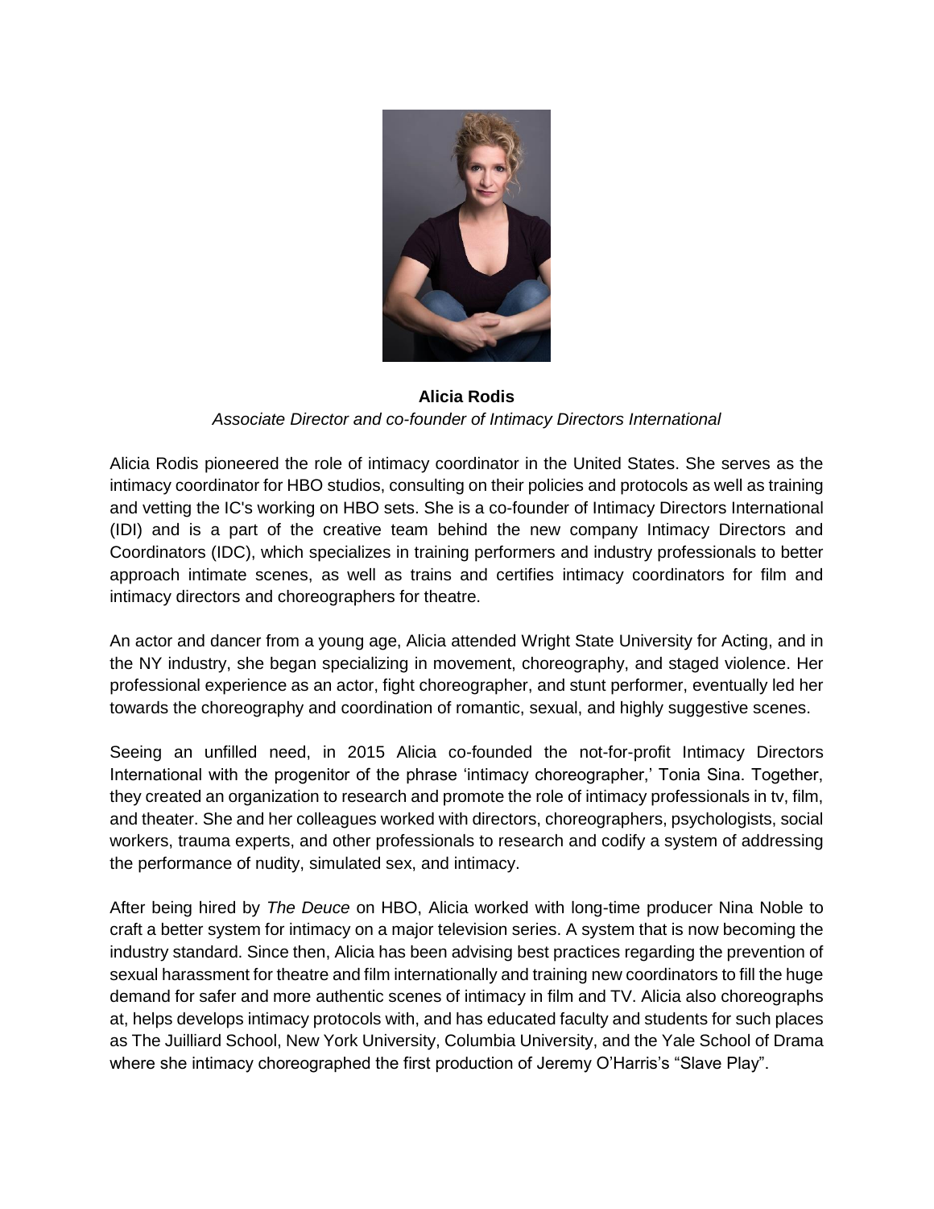**Alicia Rodis**

*Associate Director and co-founder of Intimacy Directors International*

Alicia Rodis pioneered the role of intimacy coordinator in the United States. She serves as the intimacy coordinator for HBO studios, consulting on their policies and protocols as well as training and vetting the IC's working on HBO sets. She is a co-founder of Intimacy Directors International (IDI) and is a part of the creative team behind the new company Intimacy Directors and Coordinators (IDC), which specializes in training performers and industry professionals to better approach intimate scenes, as well as trains and certifies intimacy coordinators for film and intimacy directors and choreographers for theatre.

An actor and dancer from a young age, Alicia attended Wright State University for Acting, and in the NY industry, she began specializing in movement, choreography, and staged violence. Her professional experience as an actor, fight choreographer, and stunt performer, eventually led her towards the choreography and coordination of romantic, sexual, and highly suggestive scenes.

Seeing an unfilled need, in 2015 Alicia co-founded the not-for-profit Intimacy Directors International with the progenitor of the phrase 'intimacy choreographer,' Tonia Sina. Together, they created an organization to research and promote the role of intimacy professionals in tv, film, and theater. She and her colleagues worked with directors, choreographers, psychologists, social workers, trauma experts, and other professionals to research and codify a system of addressing the performance of nudity, simulated sex, and intimacy.

After being hired by *The Deuce* on HBO, Alicia worked with long-time producer Nina Noble to craft a better system for intimacy on a major television series. A system that is now becoming the industry standard. Since then, Alicia has been advising best practices regarding the prevention of sexual harassment for theatre and film internationally and training new coordinators to fill the huge demand for safer and more authentic scenes of intimacy in film and TV. Alicia also choreographs at, helps develops intimacy protocols with, and has educated faculty and students for such places as The Juilliard School, New York University, Columbia University, and the Yale School of Drama where she intimacy choreographed the first production of Jeremy O'Harris's "Slave Play".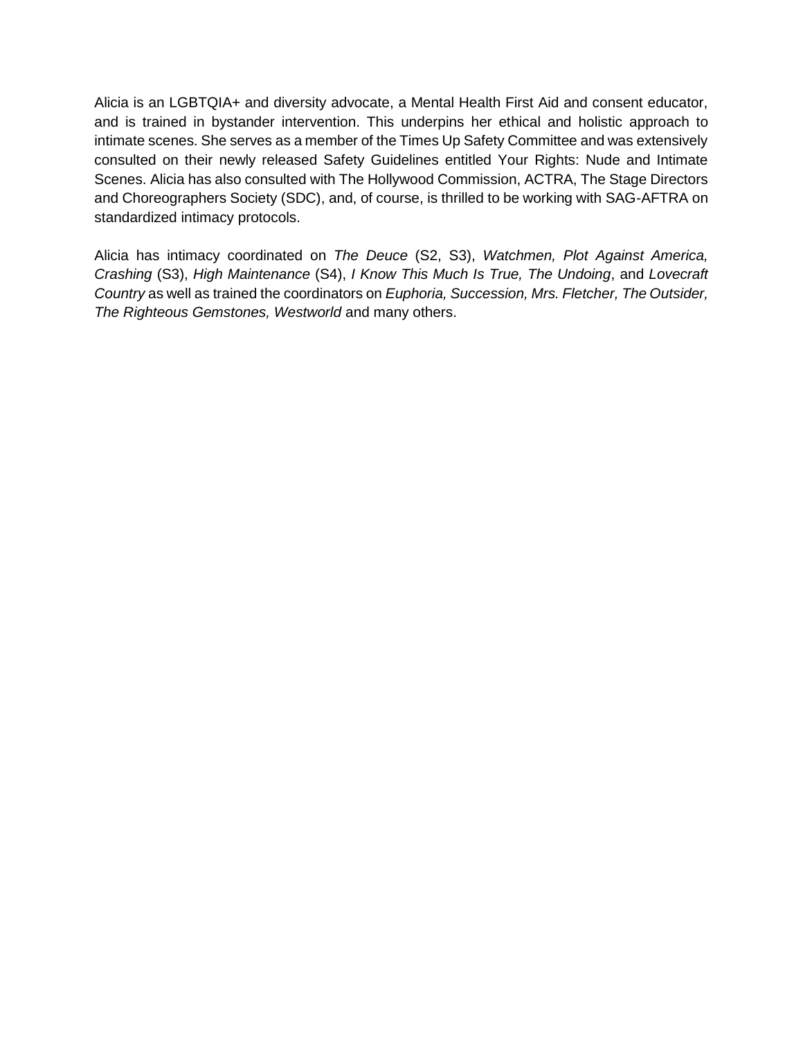Alicia is an LGBTQIA+ and diversity advocate, a Mental Health First Aid and consent educator, and is trained in bystander intervention. This underpins her ethical and holistic approach to intimate scenes. She serves as a member of the Times Up Safety Committee and was extensively consulted on their newly released Safety Guidelines entitled Your Rights: Nude and Intimate Scenes. Alicia has also consulted with The Hollywood Commission, ACTRA, The Stage Directors and Choreographers Society (SDC), and, of course, is thrilled to be working with SAG-AFTRA on standardized intimacy protocols.

Alicia has intimacy coordinated on *The Deuce* (S2, S3), *Watchmen, Plot Against America, Crashing* (S3), *High Maintenance* (S4), *I Know This Much Is True, The Undoing*, and *Lovecraft Country* as well as trained the coordinators on *Euphoria, Succession, Mrs. Fletcher, The Outsider, The Righteous Gemstones, Westworld* and many others.